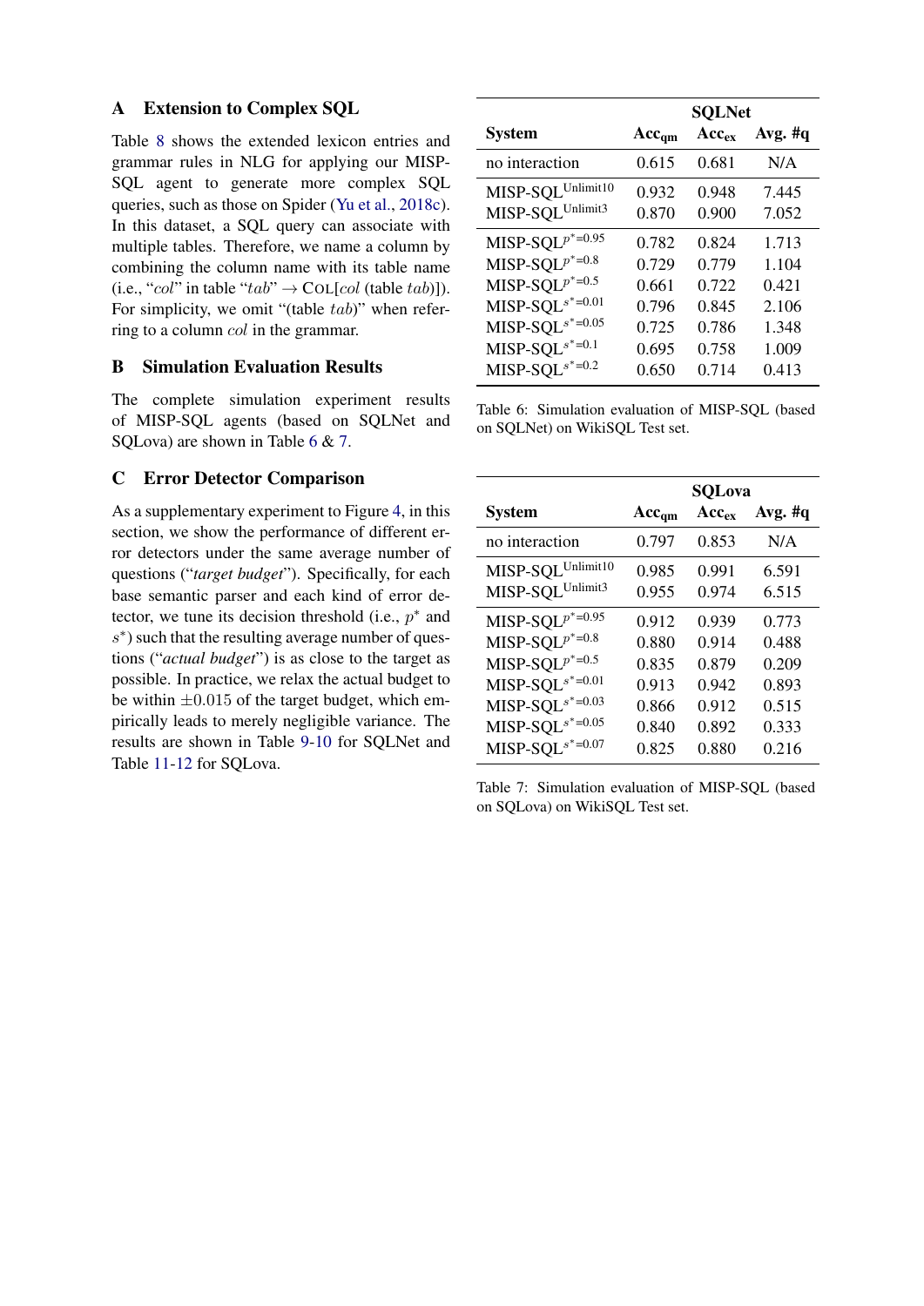## A Extension to Complex SQL

Table 8 shows the extended lexicon entries and grammar rules in NLG for applying our MISP-SQL agent to generate more complex SQL queries, such as those on Spider (Yu et al., 2018c). In this dataset, a SQL query can associate with multiple tables. Therefore, we name a column by combining the column name with its table name (i.e., "*col*" in table "$tab$" → COL[*col* (table $tab$)]). For simplicity, we omit "(table $tab$)" when referring to a column *col* in the grammar.

## B Simulation Evaluation Results

The complete simulation experiment results of MISP-SQL agents (based on SQLNet and SQLova) are shown in Table 6 & 7.

## C Error Detector Comparison

As a supplementary experiment to Figure 4, in this section, we show the performance of different error detectors under the same average number of questions ("*target budget*"). Specifically, for each base semantic parser and each kind of error detector, we tune its decision threshold (i.e., $p^*$ and $s^*$) such that the resulting average number of questions ("*actual budget*") is as close to the target as possible. In practice, we relax the actual budget to be within $\pm 0.015$ of the target budget, which empirically leads to merely negligible variance. The results are shown in Table 9-10 for SQLNet and Table 11-12 for SQLova.

| System | SQLNet | | |
|---|---|---|---|
| | **Acc$_{qm}$** | **Acc$_{ex}$** | **Avg. #q** |
| no interaction | 0.615 | 0.681 | N/A |
| MISP-SQL$^{Unlimit10}$ | 0.932 | 0.948 | 7.445 |
| MISP-SQL$^{Unlimit3}$ | 0.870 | 0.900 | 7.052 |
| MISP-SQL$^{p^*=0.95}$ | 0.782 | 0.824 | 1.713 |
| MISP-SQL$^{p^*=0.8}$ | 0.729 | 0.779 | 1.104 |
| MISP-SQL$^{p^*=0.5}$ | 0.661 | 0.722 | 0.421 |
| MISP-SQL$^{s^*=0.01}$ | 0.796 | 0.845 | 2.106 |
| MISP-SQL$^{s^*=0.05}$ | 0.725 | 0.786 | 1.348 |
| MISP-SQL$^{s^*=0.1}$ | 0.695 | 0.758 | 1.009 |
| MISP-SQL$^{s^*=0.2}$ | 0.650 | 0.714 | 0.413 |

Table 6: Simulation evaluation of MISP-SQL (based on SQLNet) on WikiSQL Test set.

| System | SQLova | | |
|---|---|---|---|
| | **Acc$_{qm}$** | **Acc$_{ex}$** | **Avg. #q** |
| no interaction | 0.797 | 0.853 | N/A |
| MISP-SQL$^{Unlimit10}$ | 0.985 | 0.991 | 6.591 |
| MISP-SQL$^{Unlimit3}$ | 0.955 | 0.974 | 6.515 |
| MISP-SQL$^{p^*=0.95}$ | 0.912 | 0.939 | 0.773 |
| MISP-SQL$^{p^*=0.8}$ | 0.880 | 0.914 | 0.488 |
| MISP-SQL$^{p^*=0.5}$ | 0.835 | 0.879 | 0.209 |
| MISP-SQL$^{s^*=0.01}$ | 0.913 | 0.942 | 0.893 |
| MISP-SQL$^{s^*=0.03}$ | 0.866 | 0.912 | 0.515 |
| MISP-SQL$^{s^*=0.05}$ | 0.840 | 0.892 | 0.333 |
| MISP-SQL$^{s^*=0.07}$ | 0.825 | 0.880 | 0.216 |

Table 7: Simulation evaluation of MISP-SQL (based on SQLova) on WikiSQL Test set.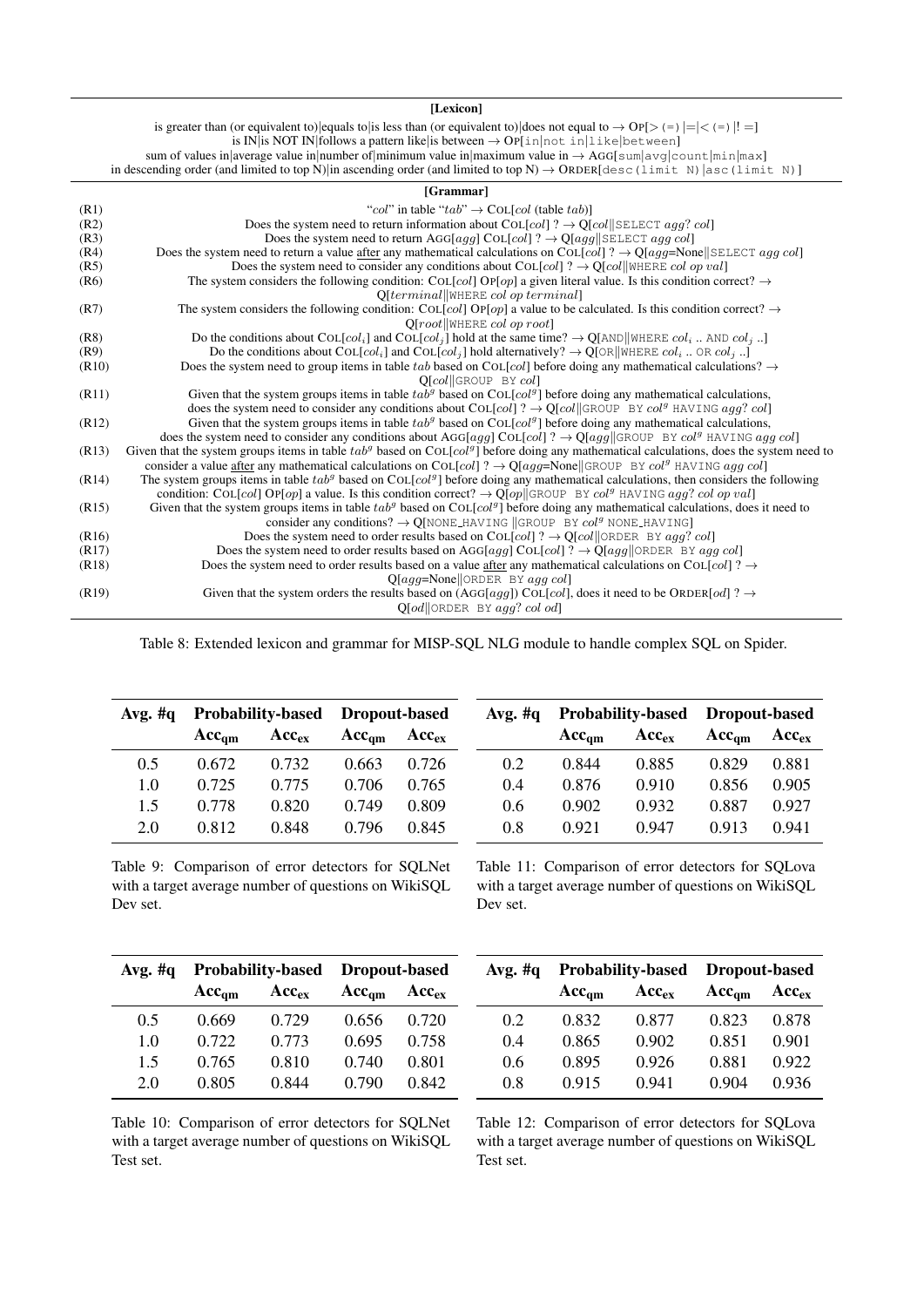| | |
|---|---|
| **[Lexicon]** | |
| | is greater than (or equivalent to)\|equals to\|is less than (or equivalent to)\|does not equal to → OP[`>(=)`\|`=`\|`<(=)`\|`!=`] |
| | is IN\|is NOT IN\|follows a pattern like\|is between → OP[`in`\|`not in`\|`like`\|`between`] |
| | sum of values in\|average value in\|number of\|minimum value in\|maximum value in → AGG[`sum`\|`avg`\|`count`\|`min`\|`max`] |
| | in descending order (and limited to top N)\|in ascending order (and limited to top N) → ORDER[`desc(limit N)`\|`asc(limit N)`] |
| **[Grammar]** | |
| (R1) | "*col*" in table "*tab*" → COL[*col* (table *tab*)] |
| (R2) | Does the system need to return information about COL[*col*] ? → Q[*col*‖`SELECT` *agg*? *col*] |
| (R3) | Does the system need to return AGG[*agg*] COL[*col*] ? → Q[*agg*‖`SELECT` *agg col*] |
| (R4) | Does the system need to return a value <u>after</u> any mathematical calculations on COL[*col*] ? → Q[*agg*=None‖`SELECT` *agg col*] |
| (R5) | Does the system need to consider any conditions about COL[*col*] ? → Q[*col*‖`WHERE` *col op val*] |
| (R6) | The system considers the following condition: COL[*col*] OP[*op*] a given literal value. Is this condition correct? → Q[*terminal*‖`WHERE` *col op terminal*] |
| (R7) | The system considers the following condition: COL[*col*] OP[*op*] a value to be calculated. Is this condition correct? → Q[*root*‖`WHERE` *col op root*] |
| (R8) | Do the conditions about COL[$col_i$] and COL[$col_j$] hold at the same time? → Q[`AND`‖`WHERE` $col_i$ .. `AND` $col_j$ ..] |
| (R9) | Do the conditions about COL[$col_i$] and COL[$col_j$] hold alternatively? → Q[`OR`‖`WHERE` $col_i$ .. `OR` $col_j$ ..] |
| (R10) | Does the system need to group items in table *tab* based on COL[*col*] before doing any mathematical calculations? → Q[*col*‖`GROUP BY` *col*] |
| (R11) | Given that the system groups items in table $tab^g$ based on COL[$col^g$] before doing any mathematical calculations, does the system need to consider any conditions about COL[*col*] ? → Q[*col*‖`GROUP BY` $col^g$ `HAVING` *agg*? *col*] |
| (R12) | Given that the system groups items in table $tab^g$ based on COL[$col^g$] before doing any mathematical calculations, does the system need to consider any conditions about AGG[*agg*] COL[*col*] ? → Q[*agg*‖`GROUP BY` $col^g$ `HAVING` *agg col*] |
| (R13) | Given that the system groups items in table $tab^g$ based on COL[$col^g$] before doing any mathematical calculations, does the system need to consider a value <u>after</u> any mathematical calculations on COL[*col*] ? → Q[*agg*=None‖`GROUP BY` $col^g$ `HAVING` *agg col*] |
| (R14) | The system groups items in table $tab^g$ based on COL[$col^g$] before doing any mathematical calculations, then considers the following condition: COL[*col*] OP[*op*] a value. Is this condition correct? → Q[*op*‖`GROUP BY` $col^g$ `HAVING` *agg*? *col op val*] |
| (R15) | Given that the system groups items in table $tab^g$ based on COL[$col^g$] before doing any mathematical calculations, does it need to consider any conditions? → Q[NONE_HAVING ‖`GROUP BY` $col^g$ NONE_HAVING] |
| (R16) | Does the system need to order results based on COL[*col*] ? → Q[*col*‖`ORDER BY` *agg*? *col*] |
| (R17) | Does the system need to order results based on AGG[*agg*] COL[*col*] ? → Q[*agg*‖`ORDER BY` *agg col*] |
| (R18) | Does the system need to order results based on a value <u>after</u> any mathematical calculations on COL[*col*] ? → Q[*agg*=None‖`ORDER BY` *agg col*] |
| (R19) | Given that the system orders the results based on (AGG[*agg*]) COL[*col*], does it need to be ORDER[*od*] ? → Q[*od*‖`ORDER BY` *agg*? *col od*] |

Table 8: Extended lexicon and grammar for MISP-SQL NLG module to handle complex SQL on Spider.

| Avg. #q | Probability-based | | Dropout-based | |
|---|---|---|---|---|
| | $Acc_{qm}$ | $Acc_{ex}$ | $Acc_{qm}$ | $Acc_{ex}$ |
| 0.5 | 0.672 | 0.732 | 0.663 | 0.726 |
| 1.0 | 0.725 | 0.775 | 0.706 | 0.765 |
| 1.5 | 0.778 | 0.820 | 0.749 | 0.809 |
| 2.0 | 0.812 | 0.848 | 0.796 | 0.845 |

Table 9: Comparison of error detectors for SQLNet with a target average number of questions on WikiSQL Dev set.

| Avg. #q | Probability-based | | Dropout-based | |
|---|---|---|---|---|
| | $Acc_{qm}$ | $Acc_{ex}$ | $Acc_{qm}$ | $Acc_{ex}$ |
| 0.5 | 0.669 | 0.729 | 0.656 | 0.720 |
| 1.0 | 0.722 | 0.773 | 0.695 | 0.758 |
| 1.5 | 0.765 | 0.810 | 0.740 | 0.801 |
| 2.0 | 0.805 | 0.844 | 0.790 | 0.842 |

Table 10: Comparison of error detectors for SQLNet with a target average number of questions on WikiSQL Test set.

| Avg. #q | Probability-based | | Dropout-based | |
|---|---|---|---|---|
| | $Acc_{qm}$ | $Acc_{ex}$ | $Acc_{qm}$ | $Acc_{ex}$ |
| 0.2 | 0.844 | 0.885 | 0.829 | 0.881 |
| 0.4 | 0.876 | 0.910 | 0.856 | 0.905 |
| 0.6 | 0.902 | 0.932 | 0.887 | 0.927 |
| 0.8 | 0.921 | 0.947 | 0.913 | 0.941 |

Table 11: Comparison of error detectors for SQLova with a target average number of questions on WikiSQL Dev set.

| Avg. #q | Probability-based | | Dropout-based | |
|---|---|---|---|---|
| | $Acc_{qm}$ | $Acc_{ex}$ | $Acc_{qm}$ | $Acc_{ex}$ |
| 0.2 | 0.832 | 0.877 | 0.823 | 0.878 |
| 0.4 | 0.865 | 0.902 | 0.851 | 0.901 |
| 0.6 | 0.895 | 0.926 | 0.881 | 0.922 |
| 0.8 | 0.915 | 0.941 | 0.904 | 0.936 |

Table 12: Comparison of error detectors for SQLova with a target average number of questions on WikiSQL Test set.